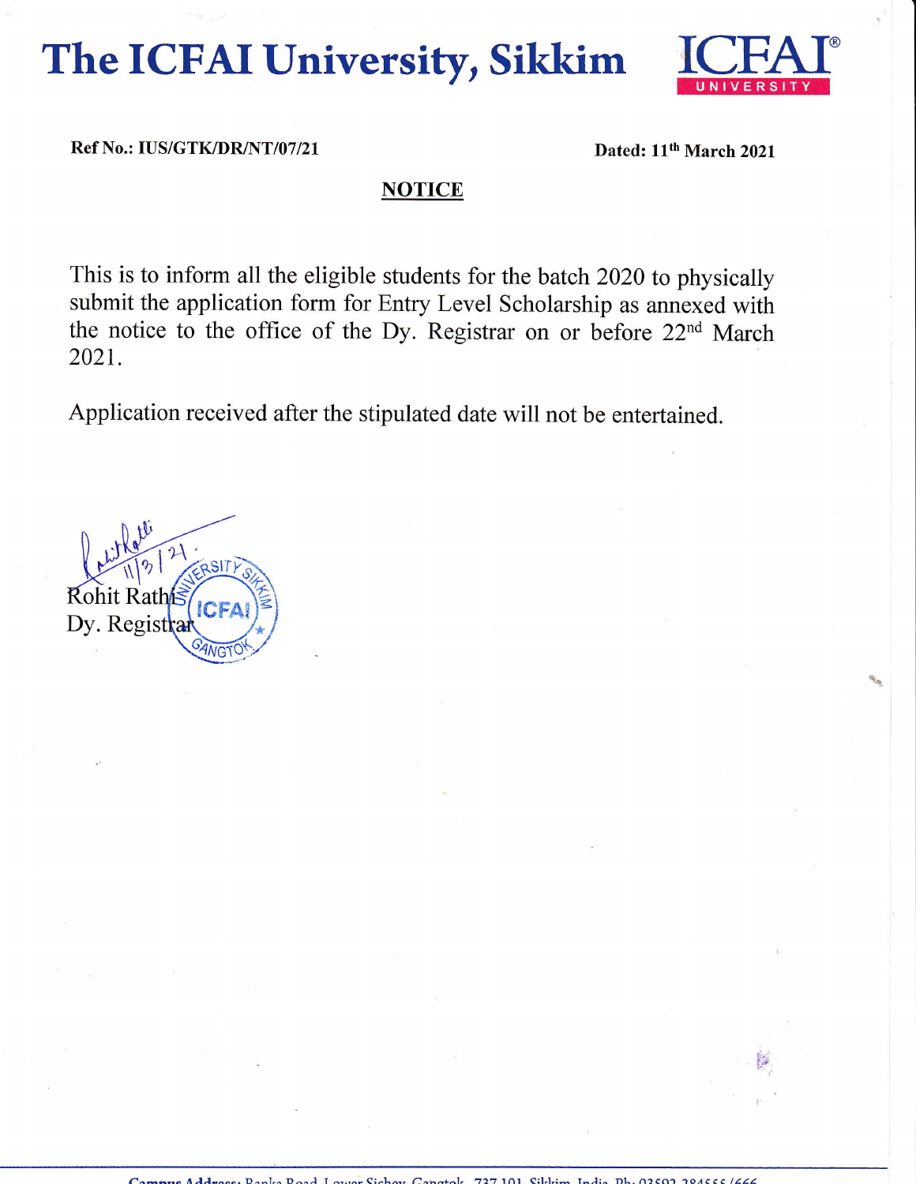# The ICFAI University, Sikkim

**Ref No.: IUS/GTK/DR/NT/07/21** **Dated: 11th March 2021**

## NOTICE

This is to inform all the eligible students for the batch 2020 to physically submit the application form for Entry Level Scholarship as annexed with the notice to the office of the Dy. Registrar on or before 22nd March 2021.

Application received after the stipulated date will not be entertained.

11/3/21.

Rohit Rathi
Dy. Registrar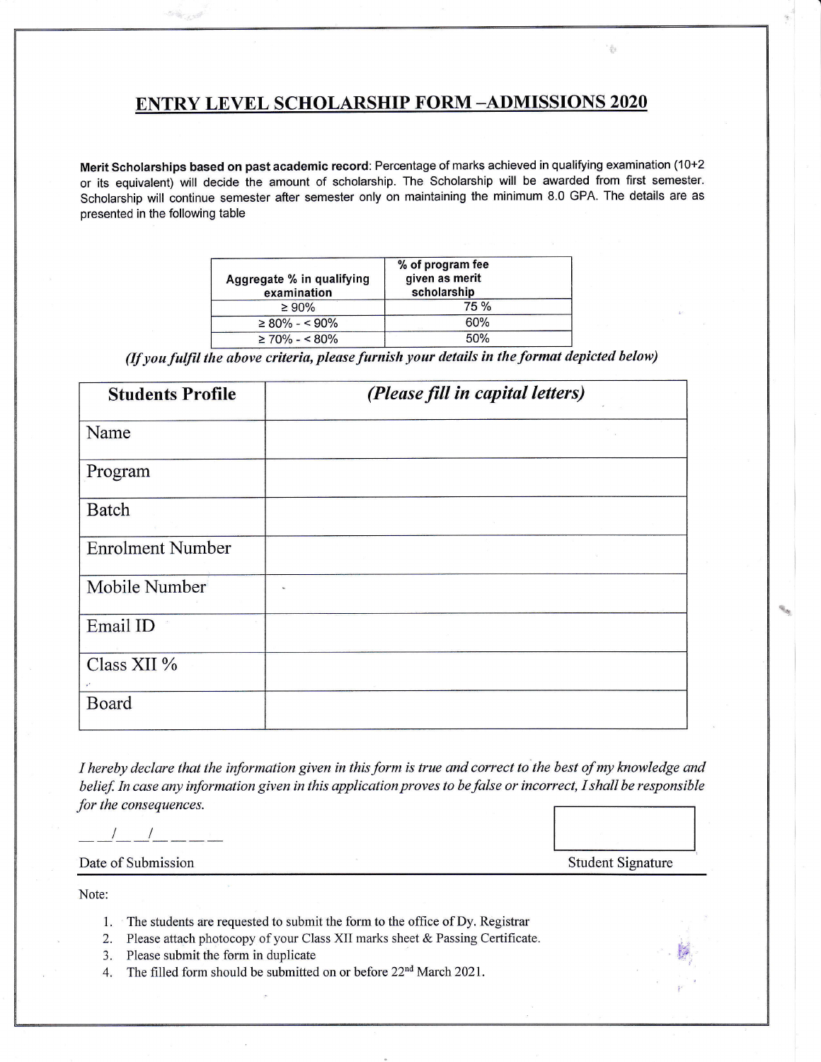## ENTRY LEVEL SCHOLARSHIP FORM –ADMISSIONS 2020

**Merit Scholarships based on past academic record**: Percentage of marks achieved in qualifying examination (10+2 or its equivalent) will decide the amount of scholarship. The Scholarship will be awarded from first semester. Scholarship will continue semester after semester only on maintaining the minimum 8.0 GPA. The details are as presented in the following table

| Aggregate % in qualifying examination | % of program fee given as merit scholarship |
|---|---|
| ≥ 90% | 75 % |
| ≥ 80% - < 90% | 60% |
| ≥ 70% - < 80% | 50% |

*(If you fulfil the above criteria, please furnish your details in the format depicted below)*

| Students Profile | *(Please fill in capital letters)* |
|---|---|
| Name | |
| Program | |
| Batch | |
| Enrolment Number | |
| Mobile Number | |
| Email ID | |
| Class XII % | |
| Board | |

*I hereby declare that the information given in this form is true and correct to the best of my knowledge and belief. In case any information given in this application proves to be false or incorrect, I shall be responsible for the consequences.*

\_\_/\_\_/\_\_\_\_

Date of Submission

Student Signature

Note:

1. The students are requested to submit the form to the office of Dy. Registrar
2. Please attach photocopy of your Class XII marks sheet & Passing Certificate.
3. Please submit the form in duplicate
4. The filled form should be submitted on or before 22nd March 2021.